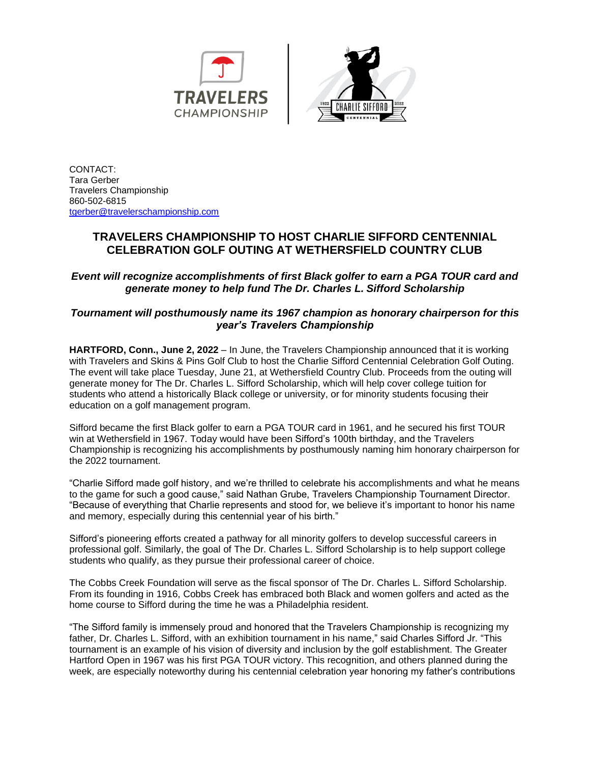CONTACT:
Tara Gerber
Travelers Championship
860-502-6815
tgerber@travelerschampionship.com

# TRAVELERS CHAMPIONSHIP TO HOST CHARLIE SIFFORD CENTENNIAL CELEBRATION GOLF OUTING AT WETHERSFIELD COUNTRY CLUB

### *Event will recognize accomplishments of first Black golfer to earn a PGA TOUR card and generate money to help fund The Dr. Charles L. Sifford Scholarship*

### *Tournament will posthumously name its 1967 champion as honorary chairperson for this year's Travelers Championship*

**HARTFORD, Conn., June 2, 2022** – In June, the Travelers Championship announced that it is working with Travelers and Skins & Pins Golf Club to host the Charlie Sifford Centennial Celebration Golf Outing. The event will take place Tuesday, June 21, at Wethersfield Country Club. Proceeds from the outing will generate money for The Dr. Charles L. Sifford Scholarship, which will help cover college tuition for students who attend a historically Black college or university, or for minority students focusing their education on a golf management program.

Sifford became the first Black golfer to earn a PGA TOUR card in 1961, and he secured his first TOUR win at Wethersfield in 1967. Today would have been Sifford's 100th birthday, and the Travelers Championship is recognizing his accomplishments by posthumously naming him honorary chairperson for the 2022 tournament.

"Charlie Sifford made golf history, and we're thrilled to celebrate his accomplishments and what he means to the game for such a good cause," said Nathan Grube, Travelers Championship Tournament Director. "Because of everything that Charlie represents and stood for, we believe it's important to honor his name and memory, especially during this centennial year of his birth."

Sifford's pioneering efforts created a pathway for all minority golfers to develop successful careers in professional golf. Similarly, the goal of The Dr. Charles L. Sifford Scholarship is to help support college students who qualify, as they pursue their professional career of choice.

The Cobbs Creek Foundation will serve as the fiscal sponsor of The Dr. Charles L. Sifford Scholarship. From its founding in 1916, Cobbs Creek has embraced both Black and women golfers and acted as the home course to Sifford during the time he was a Philadelphia resident.

"The Sifford family is immensely proud and honored that the Travelers Championship is recognizing my father, Dr. Charles L. Sifford, with an exhibition tournament in his name," said Charles Sifford Jr. "This tournament is an example of his vision of diversity and inclusion by the golf establishment. The Greater Hartford Open in 1967 was his first PGA TOUR victory. This recognition, and others planned during the week, are especially noteworthy during his centennial celebration year honoring my father's contributions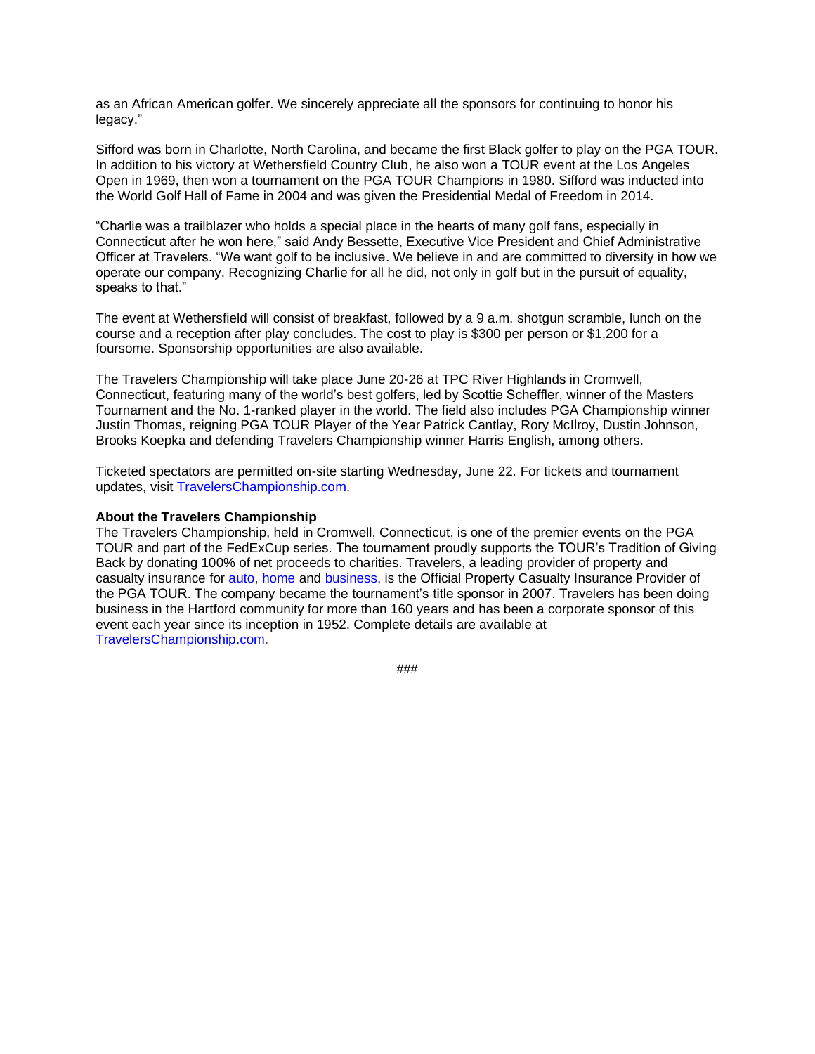as an African American golfer. We sincerely appreciate all the sponsors for continuing to honor his legacy."

Sifford was born in Charlotte, North Carolina, and became the first Black golfer to play on the PGA TOUR. In addition to his victory at Wethersfield Country Club, he also won a TOUR event at the Los Angeles Open in 1969, then won a tournament on the PGA TOUR Champions in 1980. Sifford was inducted into the World Golf Hall of Fame in 2004 and was given the Presidential Medal of Freedom in 2014.

"Charlie was a trailblazer who holds a special place in the hearts of many golf fans, especially in Connecticut after he won here," said Andy Bessette, Executive Vice President and Chief Administrative Officer at Travelers. "We want golf to be inclusive. We believe in and are committed to diversity in how we operate our company. Recognizing Charlie for all he did, not only in golf but in the pursuit of equality, speaks to that."

The event at Wethersfield will consist of breakfast, followed by a 9 a.m. shotgun scramble, lunch on the course and a reception after play concludes. The cost to play is $300 per person or $1,200 for a foursome. Sponsorship opportunities are also available.

The Travelers Championship will take place June 20-26 at TPC River Highlands in Cromwell, Connecticut, featuring many of the world's best golfers, led by Scottie Scheffler, winner of the Masters Tournament and the No. 1-ranked player in the world. The field also includes PGA Championship winner Justin Thomas, reigning PGA TOUR Player of the Year Patrick Cantlay, Rory McIlroy, Dustin Johnson, Brooks Koepka and defending Travelers Championship winner Harris English, among others.

Ticketed spectators are permitted on-site starting Wednesday, June 22. For tickets and tournament updates, visit TravelersChampionship.com.

**About the Travelers Championship**
The Travelers Championship, held in Cromwell, Connecticut, is one of the premier events on the PGA TOUR and part of the FedExCup series. The tournament proudly supports the TOUR's Tradition of Giving Back by donating 100% of net proceeds to charities. Travelers, a leading provider of property and casualty insurance for auto, home and business, is the Official Property Casualty Insurance Provider of the PGA TOUR. The company became the tournament's title sponsor in 2007. Travelers has been doing business in the Hartford community for more than 160 years and has been a corporate sponsor of this event each year since its inception in 1952. Complete details are available at TravelersChampionship.com.

###